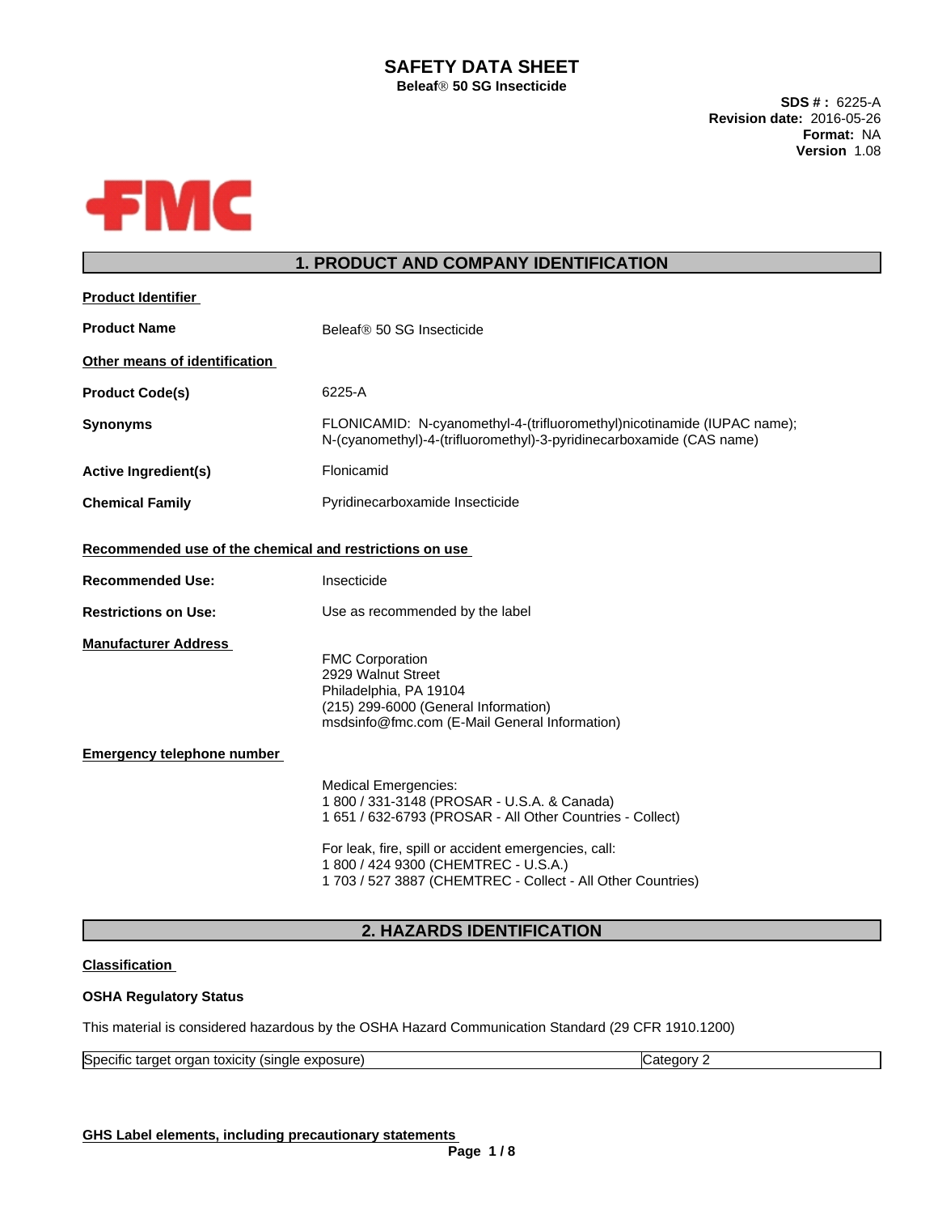# SAFETY DATA SHEET

**Beleaf® 50 SG Insecticide**

**SDS # :** 6225-A
**Revision date:** 2016-05-26
**Format:** NA
**Version** 1.08

## 1. PRODUCT AND COMPANY IDENTIFICATION

**Product Identifier**

**Product Name** Beleaf® 50 SG Insecticide

**Other means of identification**

**Product Code(s)** 6225-A

**Synonyms** FLONICAMID: N-cyanomethyl-4-(trifluoromethyl)nicotinamide (IUPAC name); N-(cyanomethyl)-4-(trifluoromethyl)-3-pyridinecarboxamide (CAS name)

**Active Ingredient(s)** Flonicamid

**Chemical Family** Pyridinecarboxamide Insecticide

**Recommended use of the chemical and restrictions on use**

**Recommended Use:** Insecticide

**Restrictions on Use:** Use as recommended by the label

**Manufacturer Address**

FMC Corporation
2929 Walnut Street
Philadelphia, PA 19104
(215) 299-6000 (General Information)
msdsinfo@fmc.com (E-Mail General Information)

**Emergency telephone number**

Medical Emergencies:
1 800 / 331-3148 (PROSAR - U.S.A. & Canada)
1 651 / 632-6793 (PROSAR - All Other Countries - Collect)

For leak, fire, spill or accident emergencies, call:
1 800 / 424 9300 (CHEMTREC - U.S.A.)
1 703 / 527 3887 (CHEMTREC - Collect - All Other Countries)

## 2. HAZARDS IDENTIFICATION

**Classification**

**OSHA Regulatory Status**

This material is considered hazardous by the OSHA Hazard Communication Standard (29 CFR 1910.1200)

| Specific target organ toxicity (single exposure) | Category 2 |
|---|---|

**GHS Label elements, including precautionary statements**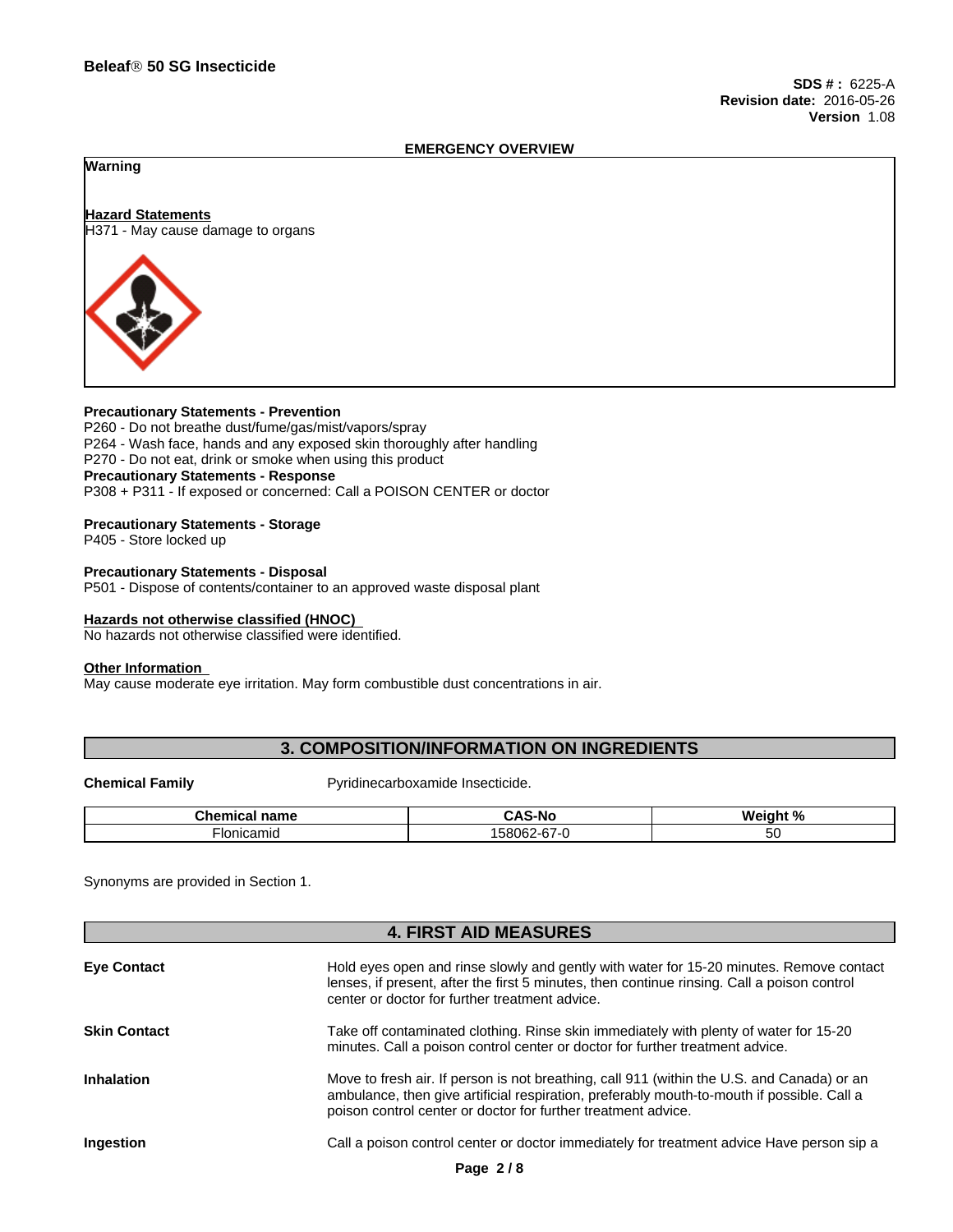SDS # : 6225-A
Revision date: 2016-05-26
Version 1.08

## EMERGENCY OVERVIEW

**Warning**

**Hazard Statements**
H371 - May cause damage to organs

**Precautionary Statements - Prevention**
P260 - Do not breathe dust/fume/gas/mist/vapors/spray
P264 - Wash face, hands and any exposed skin thoroughly after handling
P270 - Do not eat, drink or smoke when using this product
**Precautionary Statements - Response**
P308 + P311 - If exposed or concerned: Call a POISON CENTER or doctor

**Precautionary Statements - Storage**
P405 - Store locked up

**Precautionary Statements - Disposal**
P501 - Dispose of contents/container to an approved waste disposal plant

**Hazards not otherwise classified (HNOC)**
No hazards not otherwise classified were identified.

**Other Information**
May cause moderate eye irritation. May form combustible dust concentrations in air.

## 3. COMPOSITION/INFORMATION ON INGREDIENTS

**Chemical Family** Pyridinecarboxamide Insecticide.

| Chemical name | CAS-No | Weight % |
|---|---|---|
| Flonicamid | 158062-67-0 | 50 |

Synonyms are provided in Section 1.

## 4. FIRST AID MEASURES

**Eye Contact** Hold eyes open and rinse slowly and gently with water for 15-20 minutes. Remove contact lenses, if present, after the first 5 minutes, then continue rinsing. Call a poison control center or doctor for further treatment advice.

**Skin Contact** Take off contaminated clothing. Rinse skin immediately with plenty of water for 15-20 minutes. Call a poison control center or doctor for further treatment advice.

**Inhalation** Move to fresh air. If person is not breathing, call 911 (within the U.S. and Canada) or an ambulance, then give artificial respiration, preferably mouth-to-mouth if possible. Call a poison control center or doctor for further treatment advice.

**Ingestion** Call a poison control center or doctor immediately for treatment advice Have person sip a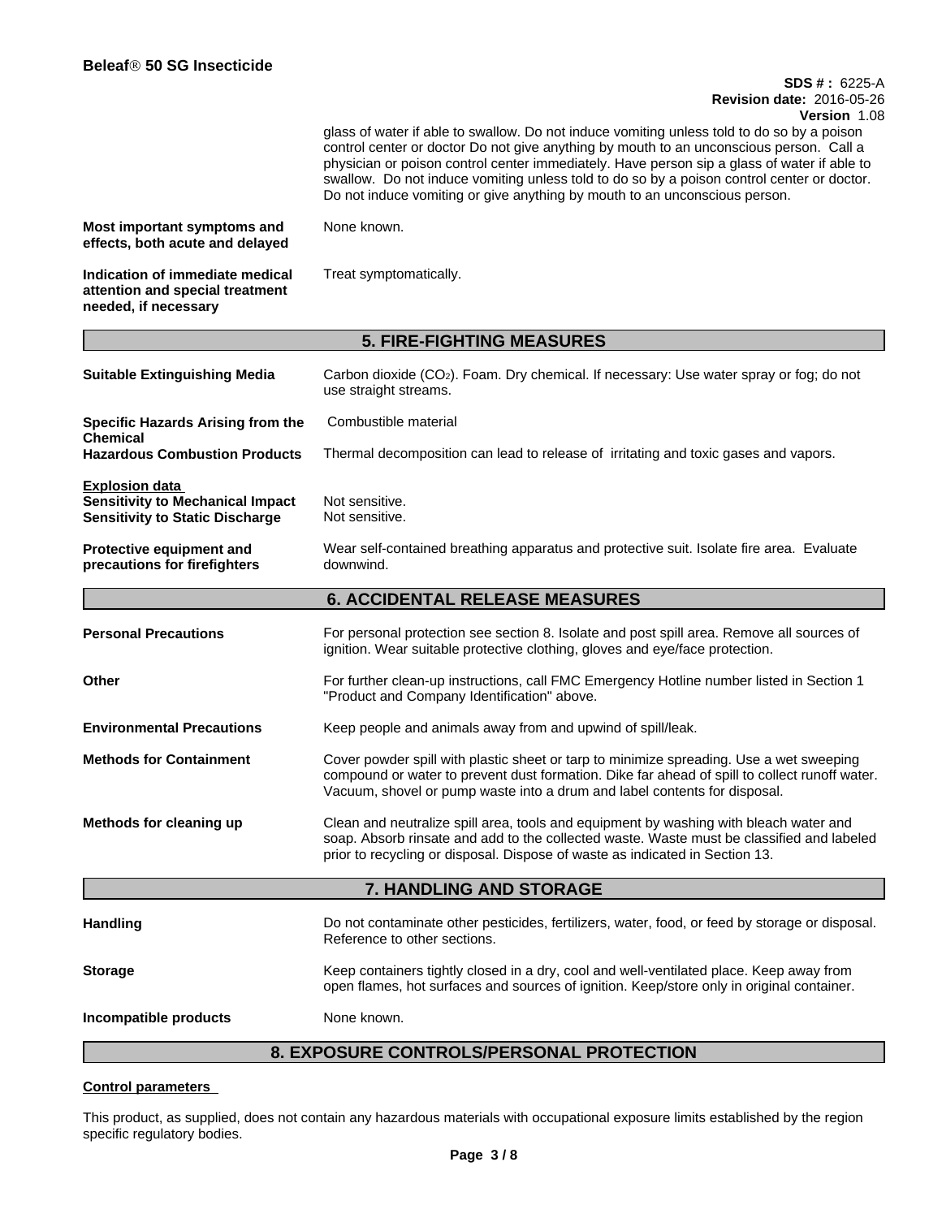glass of water if able to swallow. Do not induce vomiting unless told to do so by a poison control center or doctor Do not give anything by mouth to an unconscious person. Call a physician or poison control center immediately. Have person sip a glass of water if able to swallow. Do not induce vomiting unless told to do so by a poison control center or doctor. Do not induce vomiting or give anything by mouth to an unconscious person.

| | |
|---|---|
| **Most important symptoms and effects, both acute and delayed** | None known. |
| **Indication of immediate medical attention and special treatment needed, if necessary** | Treat symptomatically. |

## 5. FIRE-FIGHTING MEASURES

| | |
|---|---|
| **Suitable Extinguishing Media** | Carbon dioxide ($CO_2$). Foam. Dry chemical. If necessary: Use water spray or fog; do not use straight streams. |
| **Specific Hazards Arising from the Chemical** | Combustible material |
| **Hazardous Combustion Products** | Thermal decomposition can lead to release of irritating and toxic gases and vapors. |

**Explosion data**

| | |
|---|---|
| **Sensitivity to Mechanical Impact** | Not sensitive. |
| **Sensitivity to Static Discharge** | Not sensitive. |
| **Protective equipment and precautions for firefighters** | Wear self-contained breathing apparatus and protective suit. Isolate fire area. Evaluate downwind. |

## 6. ACCIDENTAL RELEASE MEASURES

| | |
|---|---|
| **Personal Precautions** | For personal protection see section 8. Isolate and post spill area. Remove all sources of ignition. Wear suitable protective clothing, gloves and eye/face protection. |
| **Other** | For further clean-up instructions, call FMC Emergency Hotline number listed in Section 1 "Product and Company Identification" above. |
| **Environmental Precautions** | Keep people and animals away from and upwind of spill/leak. |
| **Methods for Containment** | Cover powder spill with plastic sheet or tarp to minimize spreading. Use a wet sweeping compound or water to prevent dust formation. Dike far ahead of spill to collect runoff water. Vacuum, shovel or pump waste into a drum and label contents for disposal. |
| **Methods for cleaning up** | Clean and neutralize spill area, tools and equipment by washing with bleach water and soap. Absorb rinsate and add to the collected waste. Waste must be classified and labeled prior to recycling or disposal. Dispose of waste as indicated in Section 13. |

## 7. HANDLING AND STORAGE

| | |
|---|---|
| **Handling** | Do not contaminate other pesticides, fertilizers, water, food, or feed by storage or disposal. Reference to other sections. |
| **Storage** | Keep containers tightly closed in a dry, cool and well-ventilated place. Keep away from open flames, hot surfaces and sources of ignition. Keep/store only in original container. |
| **Incompatible products** | None known. |

## 8. EXPOSURE CONTROLS/PERSONAL PROTECTION

**Control parameters**

This product, as supplied, does not contain any hazardous materials with occupational exposure limits established by the region specific regulatory bodies.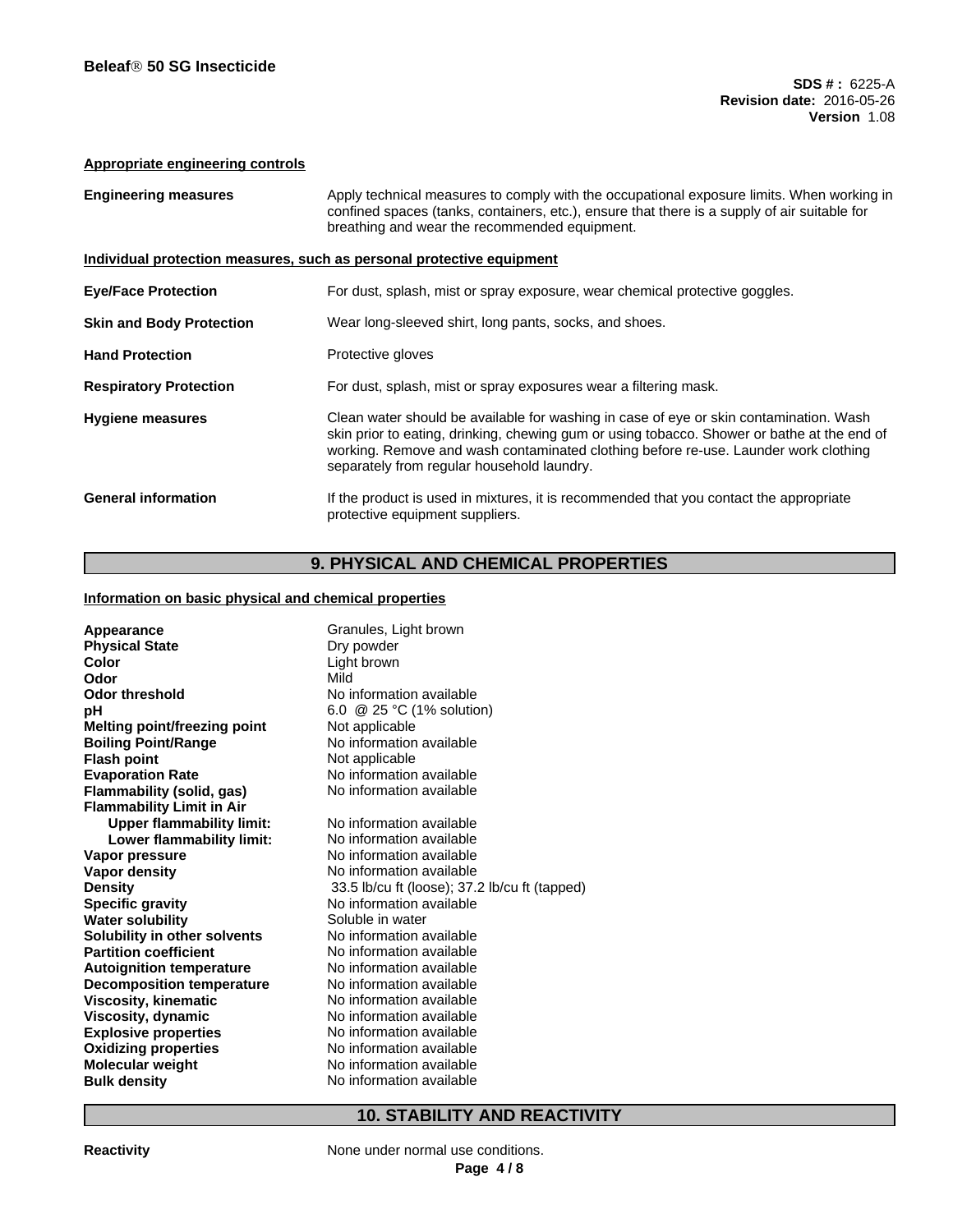**Appropriate engineering controls**

**Engineering measures** — Apply technical measures to comply with the occupational exposure limits. When working in confined spaces (tanks, containers, etc.), ensure that there is a supply of air suitable for breathing and wear the recommended equipment.

**Individual protection measures, such as personal protective equipment**

**Eye/Face Protection** — For dust, splash, mist or spray exposure, wear chemical protective goggles.

**Skin and Body Protection** — Wear long-sleeved shirt, long pants, socks, and shoes.

**Hand Protection** — Protective gloves

**Respiratory Protection** — For dust, splash, mist or spray exposures wear a filtering mask.

**Hygiene measures** — Clean water should be available for washing in case of eye or skin contamination. Wash skin prior to eating, drinking, chewing gum or using tobacco. Shower or bathe at the end of working. Remove and wash contaminated clothing before re-use. Launder work clothing separately from regular household laundry.

**General information** — If the product is used in mixtures, it is recommended that you contact the appropriate protective equipment suppliers.

## 9. PHYSICAL AND CHEMICAL PROPERTIES

**Information on basic physical and chemical properties**

| Property | Value |
|---|---|
| **Appearance** | Granules, Light brown |
| **Physical State** | Dry powder |
| **Color** | Light brown |
| **Odor** | Mild |
| **Odor threshold** | No information available |
| **pH** | 6.0 @ 25 °C (1% solution) |
| **Melting point/freezing point** | Not applicable |
| **Boiling Point/Range** | No information available |
| **Flash point** | Not applicable |
| **Evaporation Rate** | No information available |
| **Flammability (solid, gas)** | No information available |
| **Flammability Limit in Air** | |
| **Upper flammability limit:** | No information available |
| **Lower flammability limit:** | No information available |
| **Vapor pressure** | No information available |
| **Vapor density** | No information available |
| **Density** | 33.5 lb/cu ft (loose); 37.2 lb/cu ft (tapped) |
| **Specific gravity** | No information available |
| **Water solubility** | Soluble in water |
| **Solubility in other solvents** | No information available |
| **Partition coefficient** | No information available |
| **Autoignition temperature** | No information available |
| **Decomposition temperature** | No information available |
| **Viscosity, kinematic** | No information available |
| **Viscosity, dynamic** | No information available |
| **Explosive properties** | No information available |
| **Oxidizing properties** | No information available |
| **Molecular weight** | No information available |
| **Bulk density** | No information available |

## 10. STABILITY AND REACTIVITY

**Reactivity** — None under normal use conditions.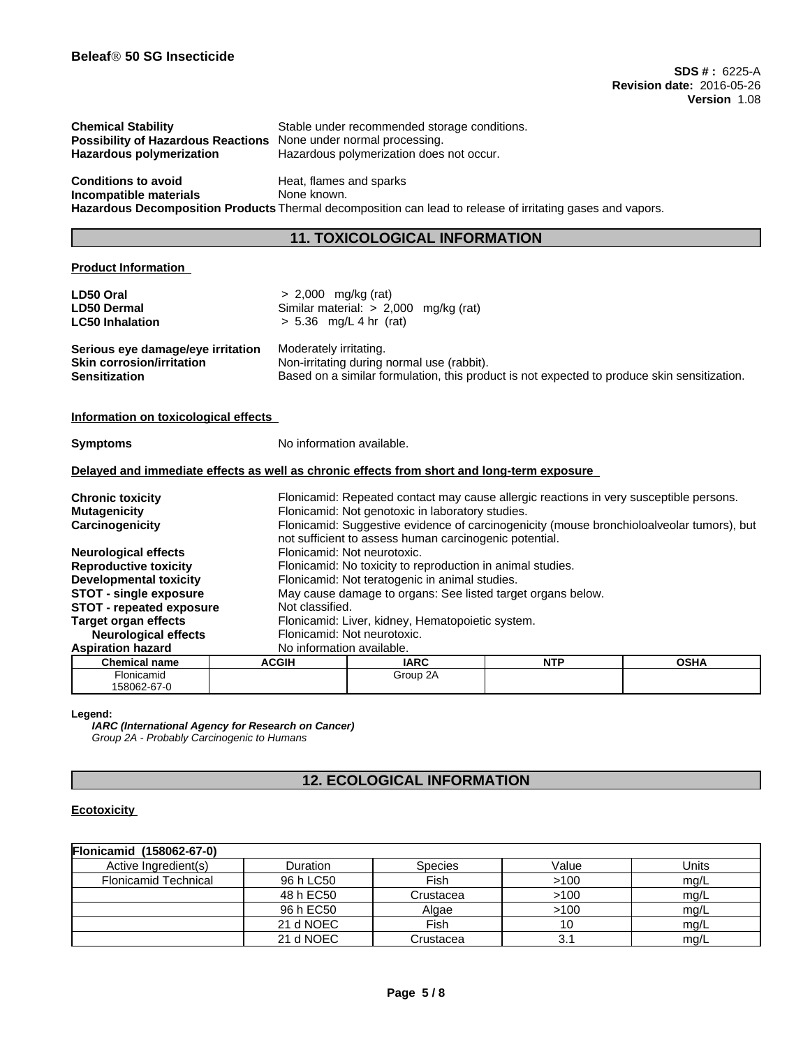| | |
|---|---|
| **Chemical Stability** | Stable under recommended storage conditions. |
| **Possibility of Hazardous Reactions** | None under normal processing. |
| **Hazardous polymerization** | Hazardous polymerization does not occur. |

| | |
|---|---|
| **Conditions to avoid** | Heat, flames and sparks |
| **Incompatible materials** | None known. |
| **Hazardous Decomposition Products** | Thermal decomposition can lead to release of irritating gases and vapors. |

## 11. TOXICOLOGICAL INFORMATION

**Product Information**

| | |
|---|---|
| **LD50 Oral** | > 2,000 mg/kg (rat) |
| **LD50 Dermal** | Similar material: > 2,000 mg/kg (rat) |
| **LC50 Inhalation** | > 5.36 mg/L 4 hr (rat) |

| | |
|---|---|
| **Serious eye damage/eye irritation** | Moderately irritating. |
| **Skin corrosion/irritation** | Non-irritating during normal use (rabbit). |
| **Sensitization** | Based on a similar formulation, this product is not expected to produce skin sensitization. |

**Information on toxicological effects**

**Symptoms** No information available.

**Delayed and immediate effects as well as chronic effects from short and long-term exposure**

| | |
|---|---|
| **Chronic toxicity** | Flonicamid: Repeated contact may cause allergic reactions in very susceptible persons. |
| **Mutagenicity** | Flonicamid: Not genotoxic in laboratory studies. |
| **Carcinogenicity** | Flonicamid: Suggestive evidence of carcinogenicity (mouse bronchioloalveolar tumors), but not sufficient to assess human carcinogenic potential. |
| **Neurological effects** | Flonicamid: Not neurotoxic. |
| **Reproductive toxicity** | Flonicamid: No toxicity to reproduction in animal studies. |
| **Developmental toxicity** | Flonicamid: Not teratogenic in animal studies. |
| **STOT - single exposure** | May cause damage to organs: See listed target organs below. |
| **STOT - repeated exposure** | Not classified. |
| **Target organ effects** | Flonicamid: Liver, kidney, Hematopoietic system. |
| **Neurological effects** | Flonicamid: Not neurotoxic. |
| **Aspiration hazard** | No information available. |

| Chemical name | ACGIH | IARC | NTP | OSHA |
|---|---|---|---|---|
| Flonicamid 158062-67-0 | | Group 2A | | |

**Legend:**

*IARC (International Agency for Research on Cancer)*

*Group 2A - Probably Carcinogenic to Humans*

## 12. ECOLOGICAL INFORMATION

**Ecotoxicity**

| **Flonicamid (158062-67-0)** | | | | |
|---|---|---|---|---|
| Active Ingredient(s) | Duration | Species | Value | Units |
| Flonicamid Technical | 96 h LC50 | Fish | >100 | mg/L |
| | 48 h EC50 | Crustacea | >100 | mg/L |
| | 96 h EC50 | Algae | >100 | mg/L |
| | 21 d NOEC | Fish | 10 | mg/L |
| | 21 d NOEC | Crustacea | 3.1 | mg/L |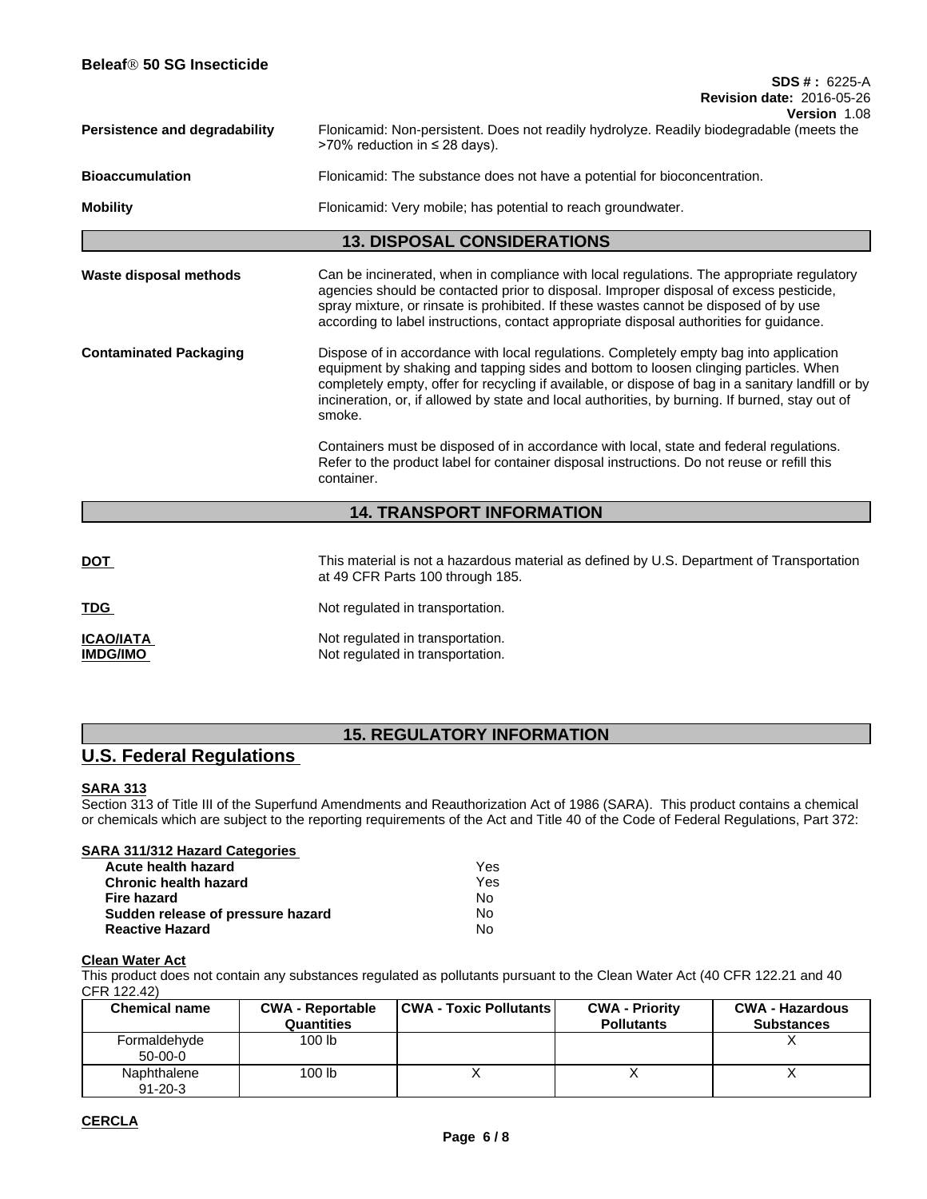| | |
|---|---|
| **Persistence and degradability** | Flonicamid: Non-persistent. Does not readily hydrolyze. Readily biodegradable (meets the >70% reduction in ≤ 28 days). |
| **Bioaccumulation** | Flonicamid: The substance does not have a potential for bioconcentration. |
| **Mobility** | Flonicamid: Very mobile; has potential to reach groundwater. |

## 13. DISPOSAL CONSIDERATIONS

**Waste disposal methods**

Can be incinerated, when in compliance with local regulations. The appropriate regulatory agencies should be contacted prior to disposal. Improper disposal of excess pesticide, spray mixture, or rinsate is prohibited. If these wastes cannot be disposed of by use according to label instructions, contact appropriate disposal authorities for guidance.

**Contaminated Packaging**

Dispose of in accordance with local regulations. Completely empty bag into application equipment by shaking and tapping sides and bottom to loosen clinging particles. When completely empty, offer for recycling if available, or dispose of bag in a sanitary landfill or by incineration, or, if allowed by state and local authorities, by burning. If burned, stay out of smoke.

Containers must be disposed of in accordance with local, state and federal regulations. Refer to the product label for container disposal instructions. Do not reuse or refill this container.

## 14. TRANSPORT INFORMATION

**DOT**

This material is not a hazardous material as defined by U.S. Department of Transportation at 49 CFR Parts 100 through 185.

**TDG**

Not regulated in transportation.

**ICAO/IATA**

Not regulated in transportation.

**IMDG/IMO**

Not regulated in transportation.

## 15. REGULATORY INFORMATION

## U.S. Federal Regulations

**SARA 313**

Section 313 of Title III of the Superfund Amendments and Reauthorization Act of 1986 (SARA). This product contains a chemical or chemicals which are subject to the reporting requirements of the Act and Title 40 of the Code of Federal Regulations, Part 372:

**SARA 311/312 Hazard Categories**

| | |
|---|---|
| **Acute health hazard** | Yes |
| **Chronic health hazard** | Yes |
| **Fire hazard** | No |
| **Sudden release of pressure hazard** | No |
| **Reactive Hazard** | No |

**Clean Water Act**

This product does not contain any substances regulated as pollutants pursuant to the Clean Water Act (40 CFR 122.21 and 40 CFR 122.42)

| Chemical name | CWA - Reportable Quantities | CWA - Toxic Pollutants | CWA - Priority Pollutants | CWA - Hazardous Substances |
|---|---|---|---|---|
| Formaldehyde 50-00-0 | 100 lb | | | X |
| Naphthalene 91-20-3 | 100 lb | X | X | X |

**CERCLA**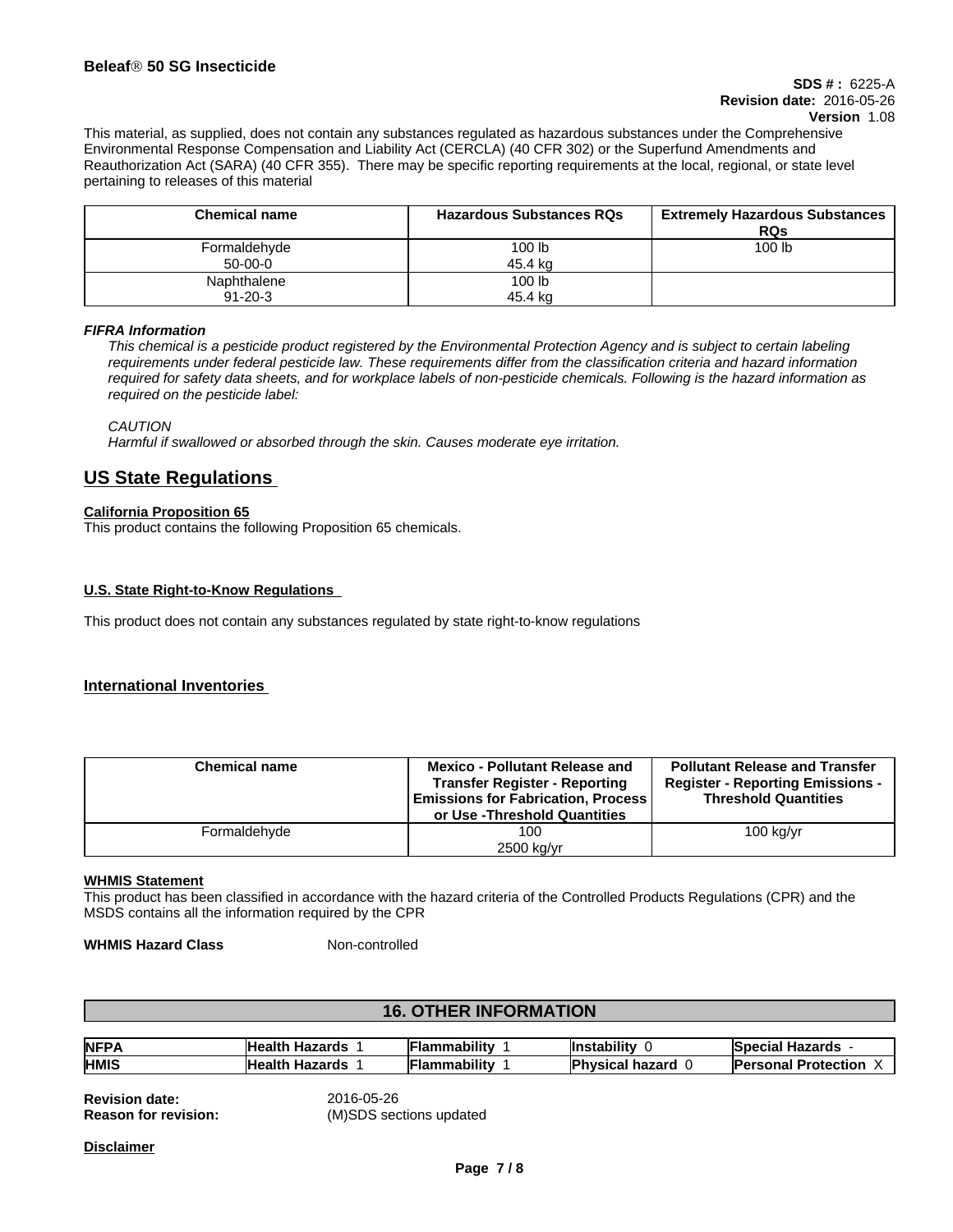This material, as supplied, does not contain any substances regulated as hazardous substances under the Comprehensive Environmental Response Compensation and Liability Act (CERCLA) (40 CFR 302) or the Superfund Amendments and Reauthorization Act (SARA) (40 CFR 355). There may be specific reporting requirements at the local, regional, or state level pertaining to releases of this material

| Chemical name | Hazardous Substances RQs | Extremely Hazardous Substances RQs |
| --- | --- | --- |
| Formaldehyde<br>50-00-0 | 100 lb<br>45.4 kg | 100 lb |
| Naphthalene<br>91-20-3 | 100 lb<br>45.4 kg | |

***FIFRA Information***

*This chemical is a pesticide product registered by the Environmental Protection Agency and is subject to certain labeling requirements under federal pesticide law. These requirements differ from the classification criteria and hazard information required for safety data sheets, and for workplace labels of non-pesticide chemicals. Following is the hazard information as required on the pesticide label:*

*CAUTION*
*Harmful if swallowed or absorbed through the skin. Causes moderate eye irritation.*

## US State Regulations

**California Proposition 65**

This product contains the following Proposition 65 chemicals.

**U.S. State Right-to-Know Regulations**

This product does not contain any substances regulated by state right-to-know regulations

**International Inventories**

| Chemical name | Mexico - Pollutant Release and Transfer Register - Reporting Emissions for Fabrication, Process or Use -Threshold Quantities | Pollutant Release and Transfer Register - Reporting Emissions - Threshold Quantities |
| --- | --- | --- |
| Formaldehyde | 100<br>2500 kg/yr | 100 kg/yr |

**WHMIS Statement**

This product has been classified in accordance with the hazard criteria of the Controlled Products Regulations (CPR) and the MSDS contains all the information required by the CPR

**WHMIS Hazard Class** Non-controlled

## 16. OTHER INFORMATION

| | | | | |
| --- | --- | --- | --- | --- |
| **NFPA** | **Health Hazards** 1 | **Flammability** 1 | **Instability** 0 | **Special Hazards** - |
| **HMIS** | **Health Hazards** 1 | **Flammability** 1 | **Physical hazard** 0 | **Personal Protection** X |

**Revision date:** 2016-05-26
**Reason for revision:** (M)SDS sections updated

**Disclaimer**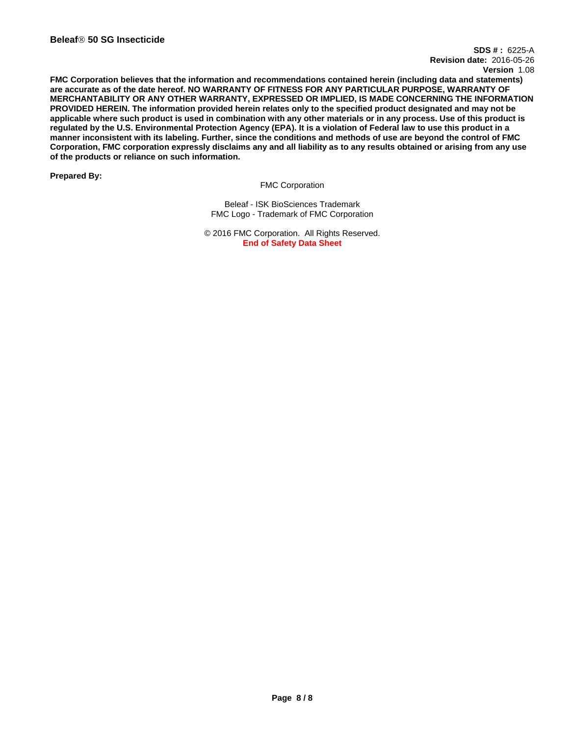**FMC Corporation believes that the information and recommendations contained herein (including data and statements) are accurate as of the date hereof. NO WARRANTY OF FITNESS FOR ANY PARTICULAR PURPOSE, WARRANTY OF MERCHANTABILITY OR ANY OTHER WARRANTY, EXPRESSED OR IMPLIED, IS MADE CONCERNING THE INFORMATION PROVIDED HEREIN. The information provided herein relates only to the specified product designated and may not be applicable where such product is used in combination with any other materials or in any process. Use of this product is regulated by the U.S. Environmental Protection Agency (EPA). It is a violation of Federal law to use this product in a manner inconsistent with its labeling. Further, since the conditions and methods of use are beyond the control of FMC Corporation, FMC corporation expressly disclaims any and all liability as to any results obtained or arising from any use of the products or reliance on such information.**

**Prepared By:**

FMC Corporation

Beleaf - ISK BioSciences Trademark
FMC Logo - Trademark of FMC Corporation

© 2016 FMC Corporation. All Rights Reserved.

**End of Safety Data Sheet**